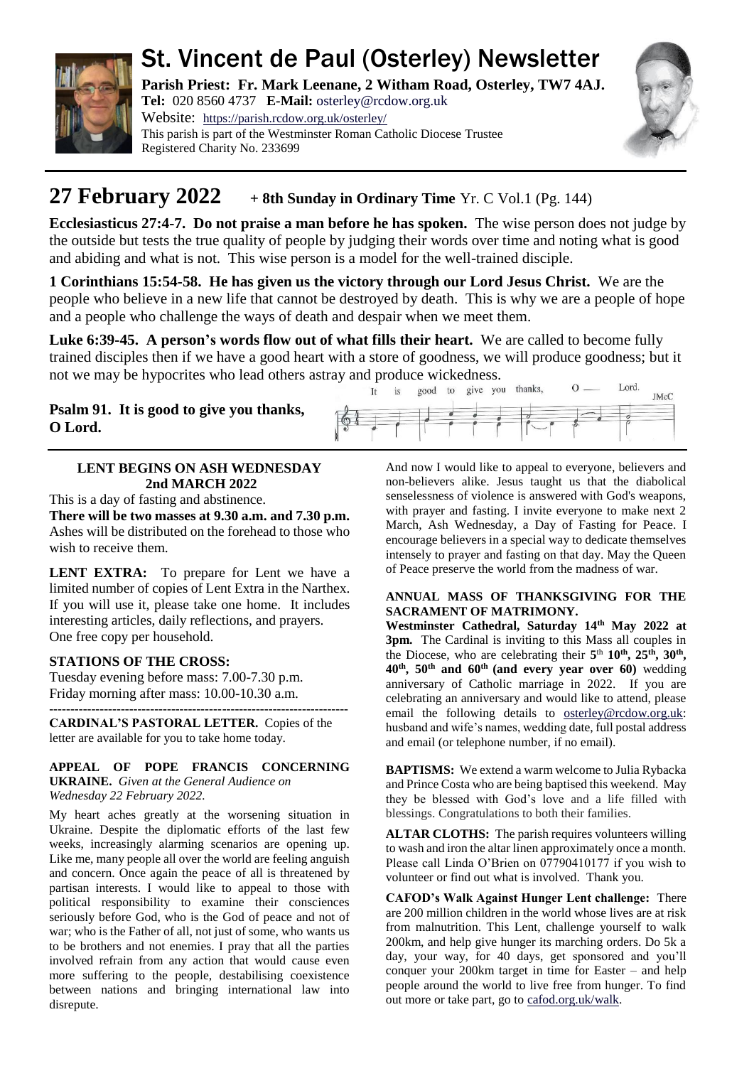# St. Vincent de Paul (Osterley) Newsletter

**Parish Priest: Fr. Mark Leenane, 2 Witham Road, Osterley, TW7 4AJ.**
**Tel:** 020 8560 4737 **E-Mail:** osterley@rcdow.org.uk
Website: https://parish.rcdow.org.uk/osterley/
This parish is part of the Westminster Roman Catholic Diocese Trustee
Registered Charity No. 233699

## 27 February 2022 + 8th Sunday in Ordinary Time Yr. C Vol.1 (Pg. 144)

**Ecclesiasticus 27:4-7. Do not praise a man before he has spoken.** The wise person does not judge by the outside but tests the true quality of people by judging their words over time and noting what is good and abiding and what is not. This wise person is a model for the well-trained disciple.

**1 Corinthians 15:54-58. He has given us the victory through our Lord Jesus Christ.** We are the people who believe in a new life that cannot be destroyed by death. This is why we are a people of hope and a people who challenge the ways of death and despair when we meet them.

**Luke 6:39-45. A person's words flow out of what fills their heart.** We are called to become fully trained disciples then if we have a good heart with a store of goodness, we will produce goodness; but it not we may be hypocrites who lead others astray and produce wickedness.

**Psalm 91. It is good to give you thanks, O Lord.**

It is good to give you thanks, O — Lord. JMcC

### LENT BEGINS ON ASH WEDNESDAY 2nd MARCH 2022

This is a day of fasting and abstinence.

**There will be two masses at 9.30 a.m. and 7.30 p.m.** Ashes will be distributed on the forehead to those who wish to receive them.

**LENT EXTRA:** To prepare for Lent we have a limited number of copies of Lent Extra in the Narthex. If you will use it, please take one home. It includes interesting articles, daily reflections, and prayers. One free copy per household.

**STATIONS OF THE CROSS:**

Tuesday evening before mass: 7.00-7.30 p.m.
Friday morning after mass: 10.00-10.30 a.m.

---

**CARDINAL'S PASTORAL LETTER.** Copies of the letter are available for you to take home today.

**APPEAL OF POPE FRANCIS CONCERNING UKRAINE.** *Given at the General Audience on Wednesday 22 February 2022.*

My heart aches greatly at the worsening situation in Ukraine. Despite the diplomatic efforts of the last few weeks, increasingly alarming scenarios are opening up. Like me, many people all over the world are feeling anguish and concern. Once again the peace of all is threatened by partisan interests. I would like to appeal to those with political responsibility to examine their consciences seriously before God, who is the God of peace and not of war; who is the Father of all, not just of some, who wants us to be brothers and not enemies. I pray that all the parties involved refrain from any action that would cause even more suffering to the people, destabilising coexistence between nations and bringing international law into disrepute.

And now I would like to appeal to everyone, believers and non-believers alike. Jesus taught us that the diabolical senselessness of violence is answered with God's weapons, with prayer and fasting. I invite everyone to make next 2 March, Ash Wednesday, a Day of Fasting for Peace. I encourage believers in a special way to dedicate themselves intensely to prayer and fasting on that day. May the Queen of Peace preserve the world from the madness of war.

**ANNUAL MASS OF THANKSGIVING FOR THE SACRAMENT OF MATRIMONY.**

**Westminster Cathedral, Saturday 14th May 2022 at 3pm.** The Cardinal is inviting to this Mass all couples in the Diocese, who are celebrating their **5th 10th, 25th, 30th, 40th, 50th and 60th (and every year over 60)** wedding anniversary of Catholic marriage in 2022. If you are celebrating an anniversary and would like to attend, please email the following details to osterley@rcdow.org.uk: husband and wife's names, wedding date, full postal address and email (or telephone number, if no email).

**BAPTISMS:** We extend a warm welcome to Julia Rybacka and Prince Costa who are being baptised this weekend. May they be blessed with God's love and a life filled with blessings. Congratulations to both their families.

**ALTAR CLOTHS:** The parish requires volunteers willing to wash and iron the altar linen approximately once a month. Please call Linda O'Brien on 07790410177 if you wish to volunteer or find out what is involved. Thank you.

**CAFOD's Walk Against Hunger Lent challenge:** There are 200 million children in the world whose lives are at risk from malnutrition. This Lent, challenge yourself to walk 200km, and help give hunger its marching orders. Do 5k a day, your way, for 40 days, get sponsored and you'll conquer your 200km target in time for Easter – and help people around the world to live free from hunger. To find out more or take part, go to cafod.org.uk/walk.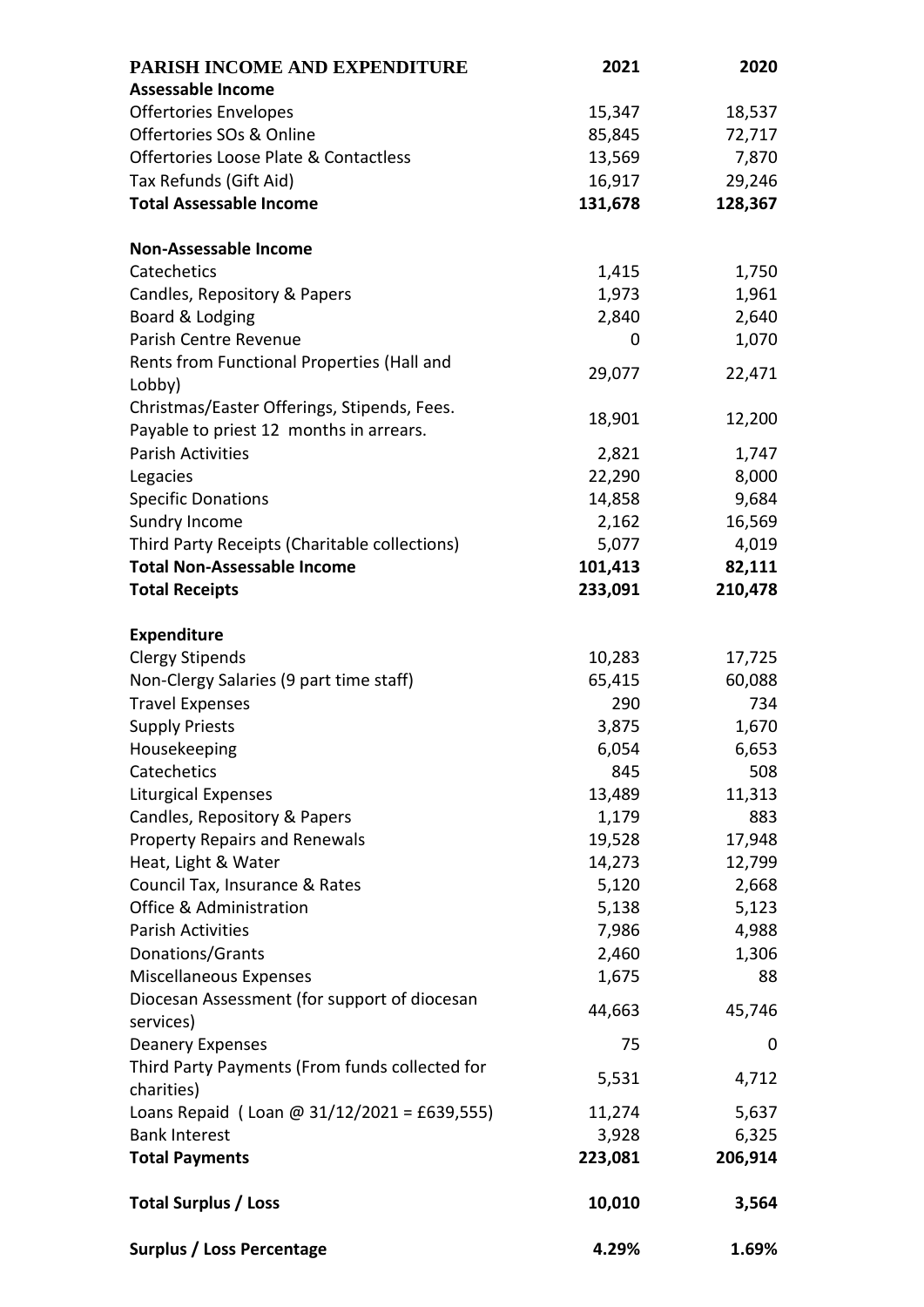| PARISH INCOME AND EXPENDITURE | 2021 | 2020 |
|---|---|---|
| **Assessable Income** | | |
| Offertories Envelopes | 15,347 | 18,537 |
| Offertories SOs & Online | 85,845 | 72,717 |
| Offertories Loose Plate & Contactless | 13,569 | 7,870 |
| Tax Refunds (Gift Aid) | 16,917 | 29,246 |
| **Total Assessable Income** | **131,678** | **128,367** |
| | | |
| **Non-Assessable Income** | | |
| Catechetics | 1,415 | 1,750 |
| Candles, Repository & Papers | 1,973 | 1,961 |
| Board & Lodging | 2,840 | 2,640 |
| Parish Centre Revenue | 0 | 1,070 |
| Rents from Functional Properties (Hall and Lobby) | 29,077 | 22,471 |
| Christmas/Easter Offerings, Stipends, Fees. Payable to priest 12 months in arrears. | 18,901 | 12,200 |
| Parish Activities | 2,821 | 1,747 |
| Legacies | 22,290 | 8,000 |
| Specific Donations | 14,858 | 9,684 |
| Sundry Income | 2,162 | 16,569 |
| Third Party Receipts (Charitable collections) | 5,077 | 4,019 |
| **Total Non-Assessable Income** | **101,413** | **82,111** |
| **Total Receipts** | **233,091** | **210,478** |
| | | |
| **Expenditure** | | |
| Clergy Stipends | 10,283 | 17,725 |
| Non-Clergy Salaries (9 part time staff) | 65,415 | 60,088 |
| Travel Expenses | 290 | 734 |
| Supply Priests | 3,875 | 1,670 |
| Housekeeping | 6,054 | 6,653 |
| Catechetics | 845 | 508 |
| Liturgical Expenses | 13,489 | 11,313 |
| Candles, Repository & Papers | 1,179 | 883 |
| Property Repairs and Renewals | 19,528 | 17,948 |
| Heat, Light & Water | 14,273 | 12,799 |
| Council Tax, Insurance & Rates | 5,120 | 2,668 |
| Office & Administration | 5,138 | 5,123 |
| Parish Activities | 7,986 | 4,988 |
| Donations/Grants | 2,460 | 1,306 |
| Miscellaneous Expenses | 1,675 | 88 |
| Diocesan Assessment (for support of diocesan services) | 44,663 | 45,746 |
| Deanery Expenses | 75 | 0 |
| Third Party Payments (From funds collected for charities) | 5,531 | 4,712 |
| Loans Repaid ( Loan @ 31/12/2021 = £639,555) | 11,274 | 5,637 |
| Bank Interest | 3,928 | 6,325 |
| **Total Payments** | **223,081** | **206,914** |
| | | |
| **Total Surplus / Loss** | **10,010** | **3,564** |
| | | |
| **Surplus / Loss Percentage** | **4.29%** | **1.69%** |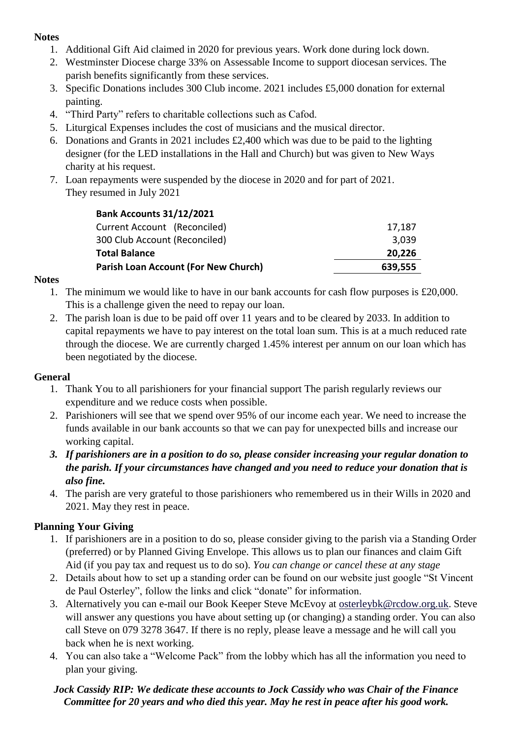**Notes**

1. Additional Gift Aid claimed in 2020 for previous years. Work done during lock down.
2. Westminster Diocese charge 33% on Assessable Income to support diocesan services. The parish benefits significantly from these services.
3. Specific Donations includes 300 Club income. 2021 includes £5,000 donation for external painting.
4. "Third Party" refers to charitable collections such as Cafod.
5. Liturgical Expenses includes the cost of musicians and the musical director.
6. Donations and Grants in 2021 includes £2,400 which was due to be paid to the lighting designer (for the LED installations in the Hall and Church) but was given to New Ways charity at his request.
7. Loan repayments were suspended by the diocese in 2020 and for part of 2021. They resumed in July 2021

| **Bank Accounts 31/12/2021** | |
|---|---|
| Current Account (Reconciled) | 17,187 |
| 300 Club Account (Reconciled) | 3,039 |
| **Total Balance** | **20,226** |
| **Parish Loan Account (For New Church)** | **639,555** |

**Notes**

1. The minimum we would like to have in our bank accounts for cash flow purposes is £20,000. This is a challenge given the need to repay our loan.
2. The parish loan is due to be paid off over 11 years and to be cleared by 2033. In addition to capital repayments we have to pay interest on the total loan sum. This is at a much reduced rate through the diocese. We are currently charged 1.45% interest per annum on our loan which has been negotiated by the diocese.

**General**

1. Thank You to all parishioners for your financial support The parish regularly reviews our expenditure and we reduce costs when possible.
2. Parishioners will see that we spend over 95% of our income each year. We need to increase the funds available in our bank accounts so that we can pay for unexpected bills and increase our working capital.
3. ***If parishioners are in a position to do so, please consider increasing your regular donation to the parish. If your circumstances have changed and you need to reduce your donation that is also fine.***
4. The parish are very grateful to those parishioners who remembered us in their Wills in 2020 and 2021. May they rest in peace.

**Planning Your Giving**

1. If parishioners are in a position to do so, please consider giving to the parish via a Standing Order (preferred) or by Planned Giving Envelope. This allows us to plan our finances and claim Gift Aid (if you pay tax and request us to do so). *You can change or cancel these at any stage*
2. Details about how to set up a standing order can be found on our website just google "St Vincent de Paul Osterley", follow the links and click "donate" for information.
3. Alternatively you can e-mail our Book Keeper Steve McEvoy at osterleybk@rcdow.org.uk. Steve will answer any questions you have about setting up (or changing) a standing order. You can also call Steve on 079 3278 3647. If there is no reply, please leave a message and he will call you back when he is next working.
4. You can also take a "Welcome Pack" from the lobby which has all the information you need to plan your giving.

***Jock Cassidy RIP: We dedicate these accounts to Jock Cassidy who was Chair of the Finance Committee for 20 years and who died this year. May he rest in peace after his good work.***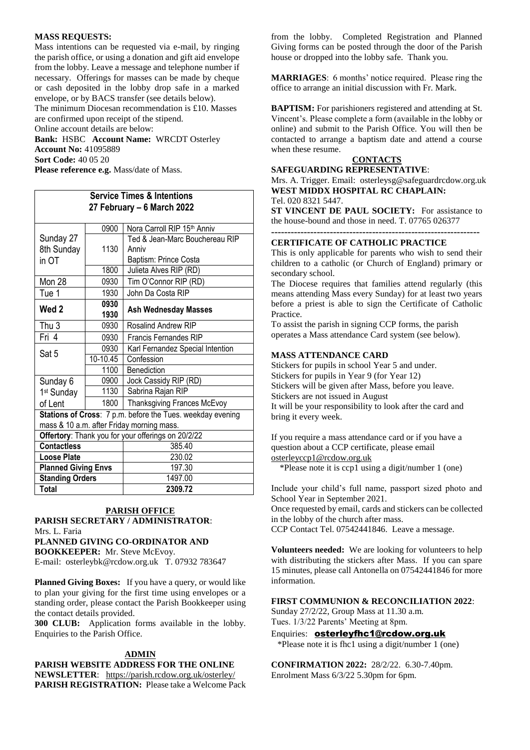**MASS REQUESTS:**

Mass intentions can be requested via e-mail, by ringing the parish office, or using a donation and gift aid envelope from the lobby. Leave a message and telephone number if necessary. Offerings for masses can be made by cheque or cash deposited in the lobby drop safe in a marked envelope, or by BACS transfer (see details below).

The minimum Diocesan recommendation is £10. Masses are confirmed upon receipt of the stipend.

Online account details are below:

**Bank:** HSBC **Account Name:** WRCDT Osterley
**Account No:** 41095889
**Sort Code:** 40 05 20
**Please reference e.g.** Mass/date of Mass.

| Service Times & Intentions 27 February – 6 March 2022 | | |
|---|---|---|
| Sunday 27 8th Sunday in OT | 0900 | Nora Carroll RIP 15th Anniv |
| | 1130 | Ted & Jean-Marc Bouchereau RIP Anniv<br>Baptism: Prince Costa |
| | 1800 | Julieta Alves RIP (RD) |
| Mon 28 | 0930 | Tim O'Connor RIP (RD) |
| Tue 1 | 1930 | John Da Costa RIP |
| **Wed 2** | **0930 1930** | **Ash Wednesday Masses** |
| Thu 3 | 0930 | Rosalind Andrew RIP |
| Fri 4 | 0930 | Francis Fernandes RIP |
| Sat 5 | 0930 | Karl Fernandez Special Intention |
| | 10-10.45 | Confession |
| | 1100 | Benediction |
| Sunday 6 1st Sunday of Lent | 0900 | Jock Cassidy RIP (RD) |
| | 1130 | Sabrina Rajan RIP |
| | 1800 | Thanksgiving Frances McEvoy |
| **Stations of Cross**: 7 p.m. before the Tues. weekday evening mass & 10 a.m. after Friday morning mass. | | |
| **Offertory**: Thank you for your offerings on 20/2/22 | | |
| **Contactless** | | 385.40 |
| **Loose Plate** | | 230.02 |
| **Planned Giving Envs** | | 197.30 |
| **Standing Orders** | | 1497.00 |
| **Total** | | **2309.72** |

## PARISH OFFICE

**PARISH SECRETARY / ADMINISTRATOR**:
Mrs. L. Faria
**PLANNED GIVING CO-ORDINATOR AND BOOKKEEPER:** Mr. Steve McEvoy.
E-mail: osterleybk@rcdow.org.uk T. 07932 783647

**Planned Giving Boxes:** If you have a query, or would like to plan your giving for the first time using envelopes or a standing order, please contact the Parish Bookkeeper using the contact details provided.

**300 CLUB:** Application forms available in the lobby. Enquiries to the Parish Office.

## ADMIN

**PARISH WEBSITE ADDRESS FOR THE ONLINE NEWSLETTER**: https://parish.rcdow.org.uk/osterley/
**PARISH REGISTRATION:** Please take a Welcome Pack from the lobby. Completed Registration and Planned Giving forms can be posted through the door of the Parish house or dropped into the lobby safe. Thank you.

**MARRIAGES**: 6 months' notice required. Please ring the office to arrange an initial discussion with Fr. Mark.

**BAPTISM:** For parishioners registered and attending at St. Vincent's. Please complete a form (available in the lobby or online) and submit to the Parish Office. You will then be contacted to arrange a baptism date and attend a course when these resume.

## CONTACTS

**SAFEGUARDING REPRESENTATIVE**:
Mrs. A. Trigger. Email: osterleysg@safeguardrcdow.org.uk
**WEST MIDDX HOSPITAL RC CHAPLAIN:**
Tel. 020 8321 5447.
**ST VINCENT DE PAUL SOCIETY:** For assistance to the house-bound and those in need. T. 07765 026377

---

**CERTIFICATE OF CATHOLIC PRACTICE**

This is only applicable for parents who wish to send their children to a catholic (or Church of England) primary or secondary school.

The Diocese requires that families attend regularly (this means attending Mass every Sunday) for at least two years before a priest is able to sign the Certificate of Catholic Practice.

To assist the parish in signing CCP forms, the parish operates a Mass attendance Card system (see below).

**MASS ATTENDANCE CARD**

Stickers for pupils in school Year 5 and under.
Stickers for pupils in Year 9 (for Year 12)
Stickers will be given after Mass, before you leave.
Stickers are not issued in August
It will be your responsibility to look after the card and bring it every week.

If you require a mass attendance card or if you have a question about a CCP certificate, please email osterleyccp1@rcdow.org.uk
*Please note it is ccp1 using a digit/number 1 (one)

Include your child's full name, passport sized photo and School Year in September 2021.
Once requested by email, cards and stickers can be collected in the lobby of the church after mass.
CCP Contact Tel. 07542441846. Leave a message.

**Volunteers needed:** We are looking for volunteers to help with distributing the stickers after Mass. If you can spare 15 minutes, please call Antonella on 07542441846 for more information.

**FIRST COMMUNION & RECONCILIATION 2022**:
Sunday 27/2/22, Group Mass at 11.30 a.m.
Tues. 1/3/22 Parents' Meeting at 8pm.
Enquiries: **osterleyfhc1@rcdow.org.uk**
*Please note it is fhc1 using a digit/number 1 (one)

**CONFIRMATION 2022:** 28/2/22. 6.30-7.40pm.
Enrolment Mass 6/3/22 5.30pm for 6pm.